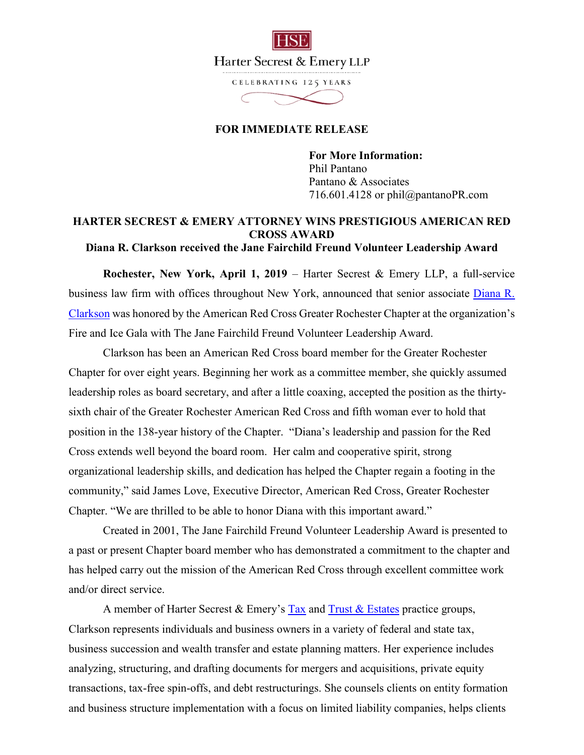HSE

Harter Secrest & Emery LLP

CELEBRATING 125 YEARS

**FOR IMMEDIATE RELEASE**

**For More Information:**
Phil Pantano
Pantano & Associates
716.601.4128 or phil@pantanoPR.com

## HARTER SECREST & EMERY ATTORNEY WINS PRESTIGIOUS AMERICAN RED CROSS AWARD

### Diana R. Clarkson received the Jane Fairchild Freund Volunteer Leadership Award

**Rochester, New York, April 1, 2019** – Harter Secrest & Emery LLP, a full-service business law firm with offices throughout New York, announced that senior associate Diana R. Clarkson was honored by the American Red Cross Greater Rochester Chapter at the organization's Fire and Ice Gala with The Jane Fairchild Freund Volunteer Leadership Award.

Clarkson has been an American Red Cross board member for the Greater Rochester Chapter for over eight years. Beginning her work as a committee member, she quickly assumed leadership roles as board secretary, and after a little coaxing, accepted the position as the thirty-sixth chair of the Greater Rochester American Red Cross and fifth woman ever to hold that position in the 138-year history of the Chapter. "Diana's leadership and passion for the Red Cross extends well beyond the board room. Her calm and cooperative spirit, strong organizational leadership skills, and dedication has helped the Chapter regain a footing in the community," said James Love, Executive Director, American Red Cross, Greater Rochester Chapter. "We are thrilled to be able to honor Diana with this important award."

Created in 2001, The Jane Fairchild Freund Volunteer Leadership Award is presented to a past or present Chapter board member who has demonstrated a commitment to the chapter and has helped carry out the mission of the American Red Cross through excellent committee work and/or direct service.

A member of Harter Secrest & Emery's Tax and Trust & Estates practice groups, Clarkson represents individuals and business owners in a variety of federal and state tax, business succession and wealth transfer and estate planning matters. Her experience includes analyzing, structuring, and drafting documents for mergers and acquisitions, private equity transactions, tax-free spin-offs, and debt restructurings. She counsels clients on entity formation and business structure implementation with a focus on limited liability companies, helps clients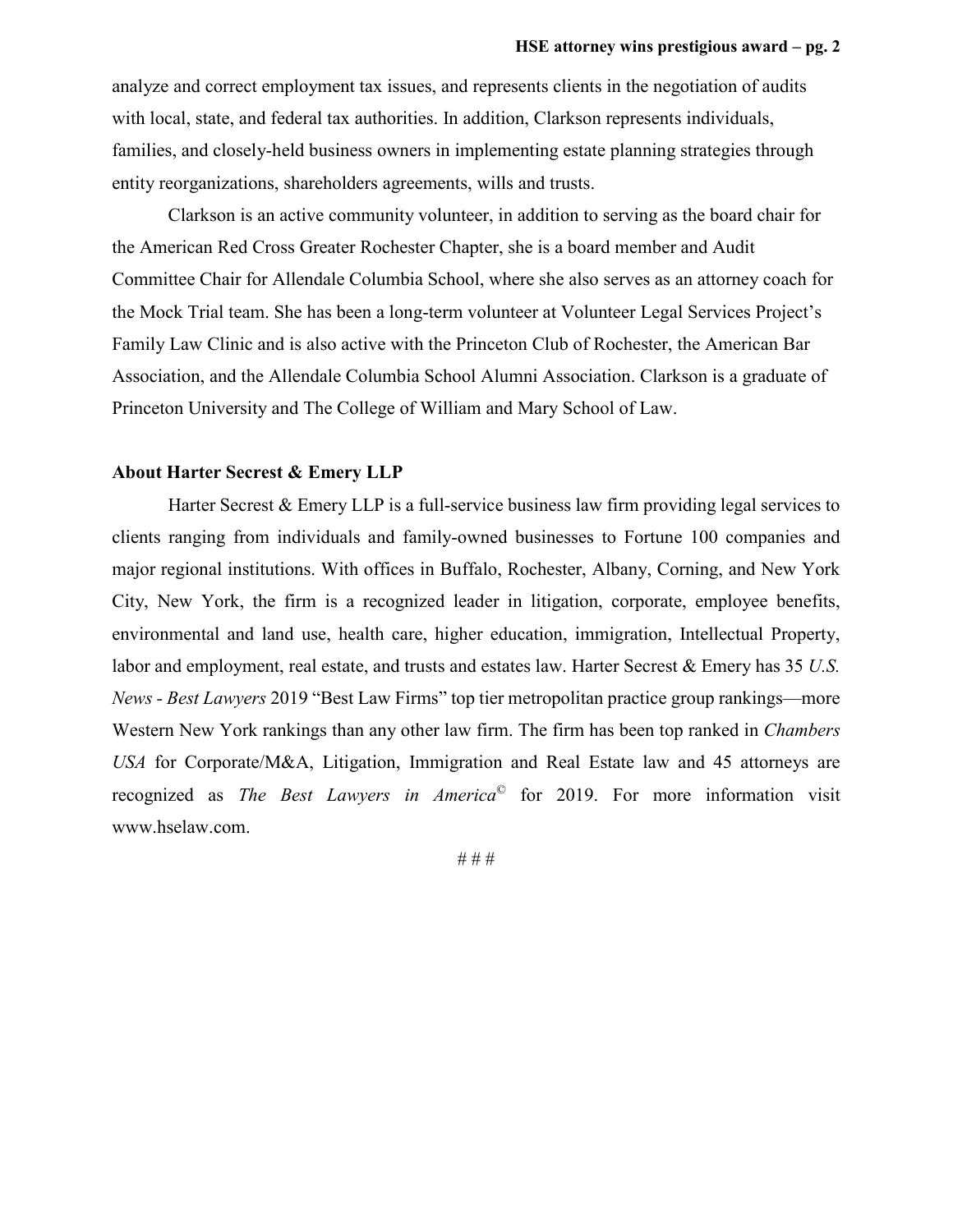analyze and correct employment tax issues, and represents clients in the negotiation of audits with local, state, and federal tax authorities. In addition, Clarkson represents individuals, families, and closely-held business owners in implementing estate planning strategies through entity reorganizations, shareholders agreements, wills and trusts.

Clarkson is an active community volunteer, in addition to serving as the board chair for the American Red Cross Greater Rochester Chapter, she is a board member and Audit Committee Chair for Allendale Columbia School, where she also serves as an attorney coach for the Mock Trial team. She has been a long-term volunteer at Volunteer Legal Services Project's Family Law Clinic and is also active with the Princeton Club of Rochester, the American Bar Association, and the Allendale Columbia School Alumni Association. Clarkson is a graduate of Princeton University and The College of William and Mary School of Law.

**About Harter Secrest & Emery LLP**

Harter Secrest & Emery LLP is a full-service business law firm providing legal services to clients ranging from individuals and family-owned businesses to Fortune 100 companies and major regional institutions. With offices in Buffalo, Rochester, Albany, Corning, and New York City, New York, the firm is a recognized leader in litigation, corporate, employee benefits, environmental and land use, health care, higher education, immigration, Intellectual Property, labor and employment, real estate, and trusts and estates law. Harter Secrest & Emery has 35 *U.S. News - Best Lawyers* 2019 "Best Law Firms" top tier metropolitan practice group rankings—more Western New York rankings than any other law firm. The firm has been top ranked in *Chambers USA* for Corporate/M&A, Litigation, Immigration and Real Estate law and 45 attorneys are recognized as *The Best Lawyers in America*© for 2019. For more information visit www.hselaw.com.

# # #